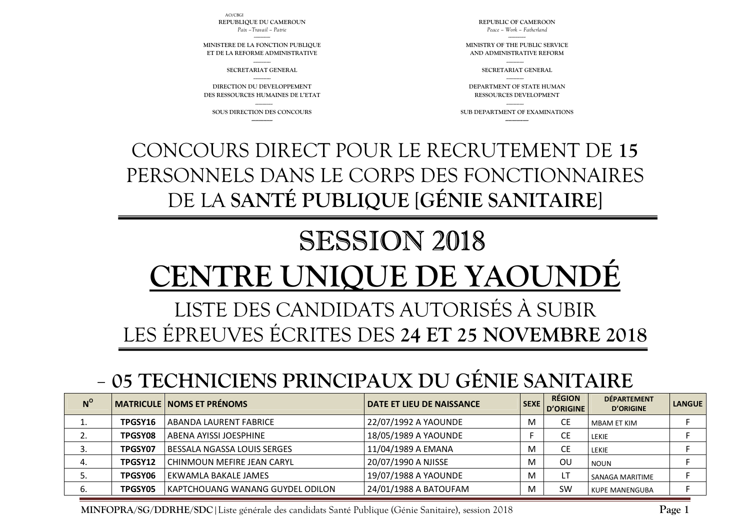AO/CBGI

| REPUBLIQUE DU CAMEROUN | REPUBLIC OF CAMEROON |
| --- | --- |
| *Paix –Travail – Patrie* | *Peace – Work – Fatherland* |
| MINISTERE DE LA FONCTION PUBLIQUE ET DE LA REFORME ADMINISTRATIVE | MINISTRY OF THE PUBLIC SERVICE AND ADMINISTRATIVE REFORM |
| SECRETARIAT GENERAL | SECRETARIAT GENERAL |
| DIRECTION DU DEVELOPPEMENT DES RESSOURCES HUMAINES DE L'ETAT | DEPARTMENT OF STATE HUMAN RESSOURCES DEVELOPMENT |
| SOUS DIRECTION DES CONCOURS | SUB DEPARTMENT OF EXAMINATIONS |

# CONCOURS DIRECT POUR LE RECRUTEMENT DE **15** PERSONNELS DANS LE CORPS DES FONCTIONNAIRES DE LA **SANTÉ PUBLIQUE** [**GÉNIE SANITAIRE**]

# SESSION 2018

# CENTRE UNIQUE DE YAOUNDÉ

## LISTE DES CANDIDATS AUTORISÉS À SUBIR LES ÉPREUVES ÉCRITES DES **24 ET 25 NOVEMBRE 2018**

## – 05 TECHNICIENS PRINCIPAUX DU GÉNIE SANITAIRE

| N° | MATRICULE | NOMS ET PRÉNOMS | DATE ET LIEU DE NAISSANCE | SEXE | RÉGION D'ORIGINE | DÉPARTEMENT D'ORIGINE | LANGUE |
| --- | --- | --- | --- | --- | --- | --- | --- |
| 1. | **TPGSY16** | ABANDA LAURENT FABRICE | 22/07/1992 A YAOUNDE | M | CE | MBAM ET KIM | F |
| 2. | **TPGSY08** | ABENA AYISSI JOESPHINE | 18/05/1989 A YAOUNDE | F | CE | LEKIE | F |
| 3. | **TPGSY07** | BESSALA NGASSA LOUIS SERGES | 11/04/1989 A EMANA | M | CE | LEKIE | F |
| 4. | **TPGSY12** | CHINMOUN MEFIRE JEAN CARYL | 20/07/1990 A NJISSE | M | OU | NOUN | F |
| 5. | **TPGSY06** | EKWAMLA BAKALE JAMES | 19/07/1988 A YAOUNDE | M | LT | SANAGA MARITIME | F |
| 6. | **TPGSY05** | KAPTCHOUANG WANANG GUYDEL ODILON | 24/01/1988 A BATOUFAM | M | SW | KUPE MANENGUBA | F |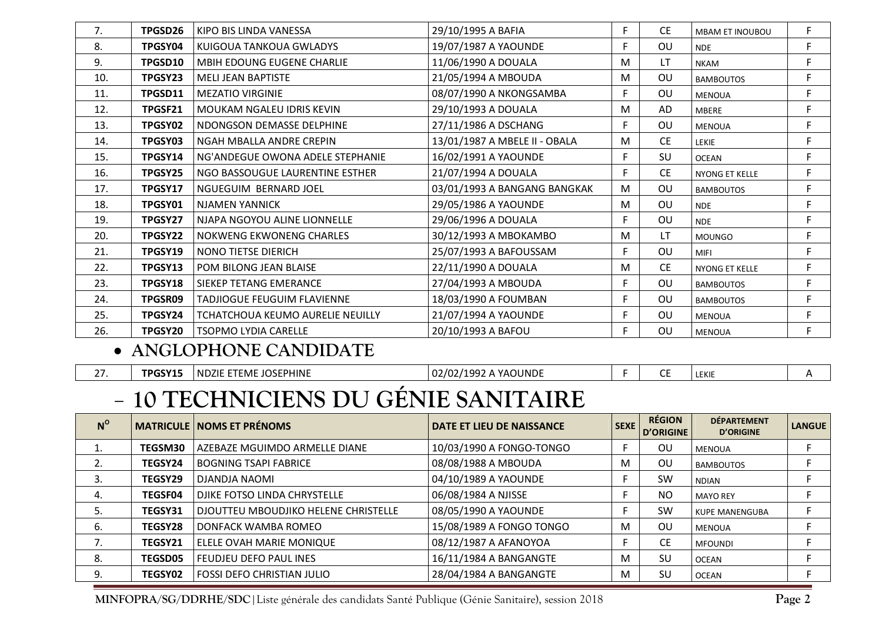| | | | | | | | |
|---|---|---|---|---|---|---|---|
| 7. | **TPGSD26** | KIPO BIS LINDA VANESSA | 29/10/1995 A BAFIA | F | CE | MBAM ET INOUBOU | F |
| 8. | **TPGSY04** | KUIGOUA TANKOUA GWLADYS | 19/07/1987 A YAOUNDE | F | OU | NDE | F |
| 9. | **TPGSD10** | MBIH EDOUNG EUGENE CHARLIE | 11/06/1990 A DOUALA | M | LT | NKAM | F |
| 10. | **TPGSY23** | MELI JEAN BAPTISTE | 21/05/1994 A MBOUDA | M | OU | BAMBOUTOS | F |
| 11. | **TPGSD11** | MEZATIO VIRGINIE | 08/07/1990 A NKONGSAMBA | F | OU | MENOUA | F |
| 12. | **TPGSF21** | MOUKAM NGALEU IDRIS KEVIN | 29/10/1993 A DOUALA | M | AD | MBERE | F |
| 13. | **TPGSY02** | NDONGSON DEMASSE DELPHINE | 27/11/1986 A DSCHANG | F | OU | MENOUA | F |
| 14. | **TPGSY03** | NGAH MBALLA ANDRE CREPIN | 13/01/1987 A MBELE II - OBALA | M | CE | LEKIE | F |
| 15. | **TPGSY14** | NG'ANDEGUE OWONA ADELE STEPHANIE | 16/02/1991 A YAOUNDE | F | SU | OCEAN | F |
| 16. | **TPGSY25** | NGO BASSOUGUE LAURENTINE ESTHER | 21/07/1994 A DOUALA | F | CE | NYONG ET KELLE | F |
| 17. | **TPGSY17** | NGUEGUIM BERNARD JOEL | 03/01/1993 A BANGANG BANGKAK | M | OU | BAMBOUTOS | F |
| 18. | **TPGSY01** | NJAMEN YANNICK | 29/05/1986 A YAOUNDE | M | OU | NDE | F |
| 19. | **TPGSY27** | NJAPA NGOYOU ALINE LIONNELLE | 29/06/1996 A DOUALA | F | OU | NDE | F |
| 20. | **TPGSY22** | NOKWENG EKWONENG CHARLES | 30/12/1993 A MBOKAMBO | M | LT | MOUNGO | F |
| 21. | **TPGSY19** | NONO TIETSE DIERICH | 25/07/1993 A BAFOUSSAM | F | OU | MIFI | F |
| 22. | **TPGSY13** | POM BILONG JEAN BLAISE | 22/11/1990 A DOUALA | M | CE | NYONG ET KELLE | F |
| 23. | **TPGSY18** | SIEKEP TETANG EMERANCE | 27/04/1993 A MBOUDA | F | OU | BAMBOUTOS | F |
| 24. | **TPGSR09** | TADJIOGUE FEUGUIM FLAVIENNE | 18/03/1990 A FOUMBAN | F | OU | BAMBOUTOS | F |
| 25. | **TPGSY24** | TCHATCHOUA KEUMO AURELIE NEUILLY | 21/07/1994 A YAOUNDE | F | OU | MENOUA | F |
| 26. | **TPGSY20** | TSOPMO LYDIA CARELLE | 20/10/1993 A BAFOU | F | OU | MENOUA | F |

- **ANGLOPHONE CANDIDATE**

| | | | | | | | |
|---|---|---|---|---|---|---|---|
| 27. | **TPGSY15** | NDZIE ETEME JOSEPHINE | 02/02/1992 A YAOUNDE | F | CE | LEKIE | A |

## – 10 TECHNICIENS DU GÉNIE SANITAIRE

| N° | MATRICULE | NOMS ET PRÉNOMS | DATE ET LIEU DE NAISSANCE | SEXE | RÉGION D'ORIGINE | DÉPARTEMENT D'ORIGINE | LANGUE |
|---|---|---|---|---|---|---|---|
| 1. | **TEGSM30** | AZEBAZE MGUIMDO ARMELLE DIANE | 10/03/1990 A FONGO-TONGO | F | OU | MENOUA | F |
| 2. | **TEGSY24** | BOGNING TSAPI FABRICE | 08/08/1988 A MBOUDA | M | OU | BAMBOUTOS | F |
| 3. | **TEGSY29** | DJANDJA NAOMI | 04/10/1989 A YAOUNDE | F | SW | NDIAN | F |
| 4. | **TEGSF04** | DJIKE FOTSO LINDA CHRYSTELLE | 06/08/1984 A NJISSE | F | NO | MAYO REY | F |
| 5. | **TEGSY31** | DJOUTTEU MBOUDJIKO HELENE CHRISTELLE | 08/05/1990 A YAOUNDE | F | SW | KUPE MANENGUBA | F |
| 6. | **TEGSY28** | DONFACK WAMBA ROMEO | 15/08/1989 A FONGO TONGO | M | OU | MENOUA | F |
| 7. | **TEGSY21** | ELELE OVAH MARIE MONIQUE | 08/12/1987 A AFANOYOA | F | CE | MFOUNDI | F |
| 8. | **TEGSD05** | FEUDJEU DEFO PAUL INES | 16/11/1984 A BANGANGTE | M | SU | OCEAN | F |
| 9. | **TEGSY02** | FOSSI DEFO CHRISTIAN JULIO | 28/04/1984 A BANGANGTE | M | SU | OCEAN | F |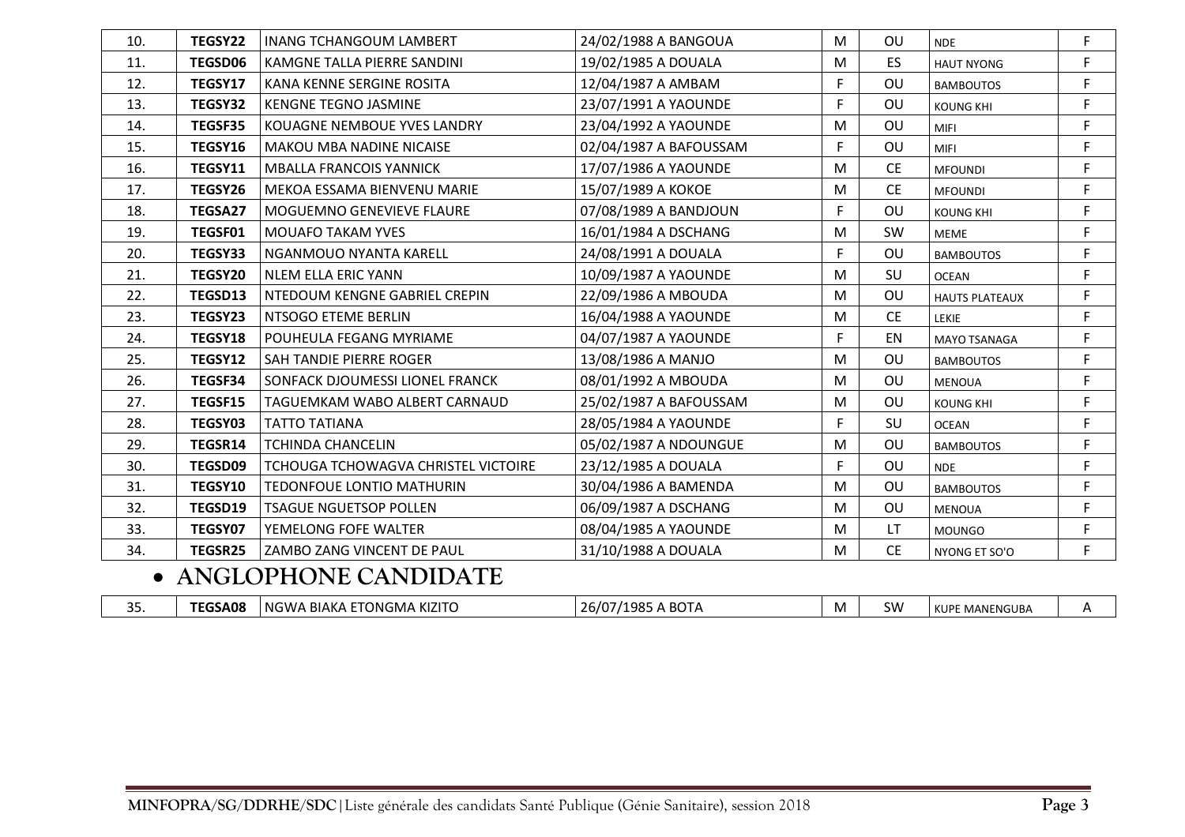| | | | | | | | |
|---|---|---|---|---|---|---|---|
| 10. | **TEGSY22** | INANG TCHANGOUM LAMBERT | 24/02/1988 A BANGOUA | M | OU | NDE | F |
| 11. | **TEGSD06** | KAMGNE TALLA PIERRE SANDINI | 19/02/1985 A DOUALA | M | ES | HAUT NYONG | F |
| 12. | **TEGSY17** | KANA KENNE SERGINE ROSITA | 12/04/1987 A AMBAM | F | OU | BAMBOUTOS | F |
| 13. | **TEGSY32** | KENGNE TEGNO JASMINE | 23/07/1991 A YAOUNDE | F | OU | KOUNG KHI | F |
| 14. | **TEGSF35** | KOUAGNE NEMBOUE YVES LANDRY | 23/04/1992 A YAOUNDE | M | OU | MIFI | F |
| 15. | **TEGSY16** | MAKOU MBA NADINE NICAISE | 02/04/1987 A BAFOUSSAM | F | OU | MIFI | F |
| 16. | **TEGSY11** | MBALLA FRANCOIS YANNICK | 17/07/1986 A YAOUNDE | M | CE | MFOUNDI | F |
| 17. | **TEGSY26** | MEKOA ESSAMA BIENVENU MARIE | 15/07/1989 A KOKOE | M | CE | MFOUNDI | F |
| 18. | **TEGSA27** | MOGUEMNO GENEVIEVE FLAURE | 07/08/1989 A BANDJOUN | F | OU | KOUNG KHI | F |
| 19. | **TEGSF01** | MOUAFO TAKAM YVES | 16/01/1984 A DSCHANG | M | SW | MEME | F |
| 20. | **TEGSY33** | NGANMOUO NYANTA KARELL | 24/08/1991 A DOUALA | F | OU | BAMBOUTOS | F |
| 21. | **TEGSY20** | NLEM ELLA ERIC YANN | 10/09/1987 A YAOUNDE | M | SU | OCEAN | F |
| 22. | **TEGSD13** | NTEDOUM KENGNE GABRIEL CREPIN | 22/09/1986 A MBOUDA | M | OU | HAUTS PLATEAUX | F |
| 23. | **TEGSY23** | NTSOGO ETEME BERLIN | 16/04/1988 A YAOUNDE | M | CE | LEKIE | F |
| 24. | **TEGSY18** | POUHEULA FEGANG MYRIAME | 04/07/1987 A YAOUNDE | F | EN | MAYO TSANAGA | F |
| 25. | **TEGSY12** | SAH TANDIE PIERRE ROGER | 13/08/1986 A MANJO | M | OU | BAMBOUTOS | F |
| 26. | **TEGSF34** | SONFACK DJOUMESSI LIONEL FRANCK | 08/01/1992 A MBOUDA | M | OU | MENOUA | F |
| 27. | **TEGSF15** | TAGUEMKAM WABO ALBERT CARNAUD | 25/02/1987 A BAFOUSSAM | M | OU | KOUNG KHI | F |
| 28. | **TEGSY03** | TATTO TATIANA | 28/05/1984 A YAOUNDE | F | SU | OCEAN | F |
| 29. | **TEGSR14** | TCHINDA CHANCELIN | 05/02/1987 A NDOUNGUE | M | OU | BAMBOUTOS | F |
| 30. | **TEGSD09** | TCHOUGA TCHOWAGVA CHRISTEL VICTOIRE | 23/12/1985 A DOUALA | F | OU | NDE | F |
| 31. | **TEGSY10** | TEDONFOUE LONTIO MATHURIN | 30/04/1986 A BAMENDA | M | OU | BAMBOUTOS | F |
| 32. | **TEGSD19** | TSAGUE NGUETSOP POLLEN | 06/09/1987 A DSCHANG | M | OU | MENOUA | F |
| 33. | **TEGSY07** | YEMELONG FOFE WALTER | 08/04/1985 A YAOUNDE | M | LT | MOUNGO | F |
| 34. | **TEGSR25** | ZAMBO ZANG VINCENT DE PAUL | 31/10/1988 A DOUALA | M | CE | NYONG ET SO'O | F |

- **ANGLOPHONE CANDIDATE**

| | | | | | | | |
|---|---|---|---|---|---|---|---|
| 35. | **TEGSA08** | NGWA BIAKA ETONGMA KIZITO | 26/07/1985 A BOTA | M | SW | KUPE MANENGUBA | A |